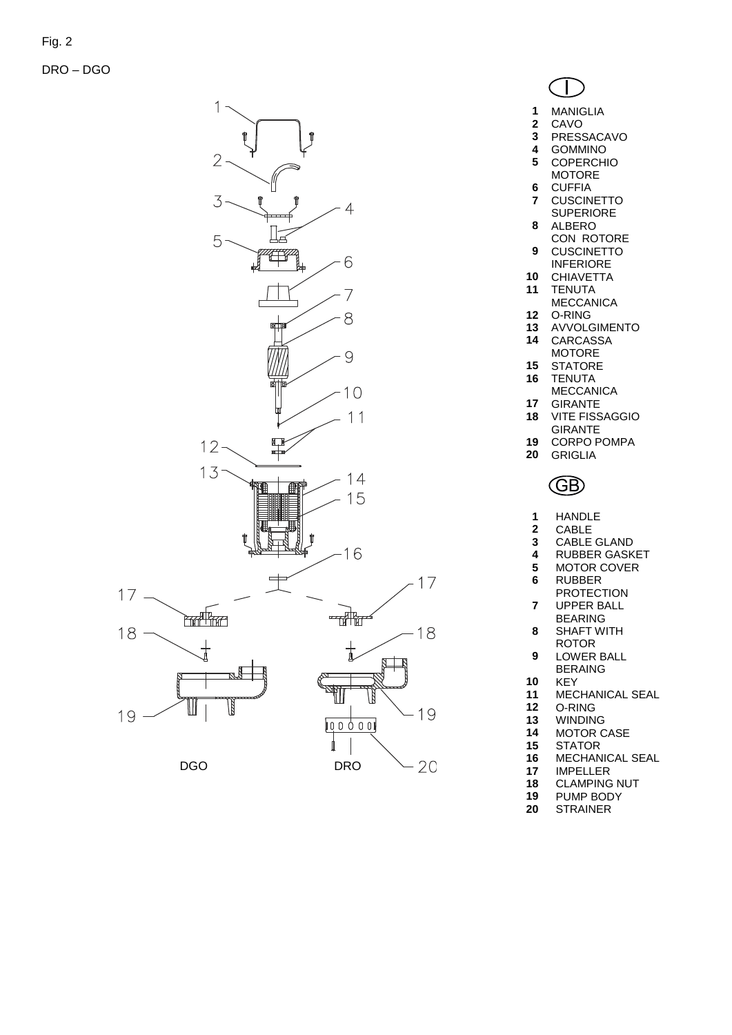Fig. 2

DRO – DGO

DGO DRO

I

1 MANIGLIA
2 CAVO
3 PRESSACAVO
4 GOMMINO
5 COPERCHIO MOTORE
6 CUFFIA
7 CUSCINETTO SUPERIORE
8 ALBERO CON ROTORE
9 CUSCINETTO INFERIORE
10 CHIAVETTA
11 TENUTA MECCANICA
12 O-RING
13 AVVOLGIMENTO
14 CARCASSA MOTORE
15 STATORE
16 TENUTA MECCANICA
17 GIRANTE
18 VITE FISSAGGIO GIRANTE
19 CORPO POMPA
20 GRIGLIA

GB

1 HANDLE
2 CABLE
3 CABLE GLAND
4 RUBBER GASKET
5 MOTOR COVER
6 RUBBER PROTECTION
7 UPPER BALL BEARING
8 SHAFT WITH ROTOR
9 LOWER BALL BERAING
10 KEY
11 MECHANICAL SEAL
12 O-RING
13 WINDING
14 MOTOR CASE
15 STATOR
16 MECHANICAL SEAL
17 IMPELLER
18 CLAMPING NUT
19 PUMP BODY
20 STRAINER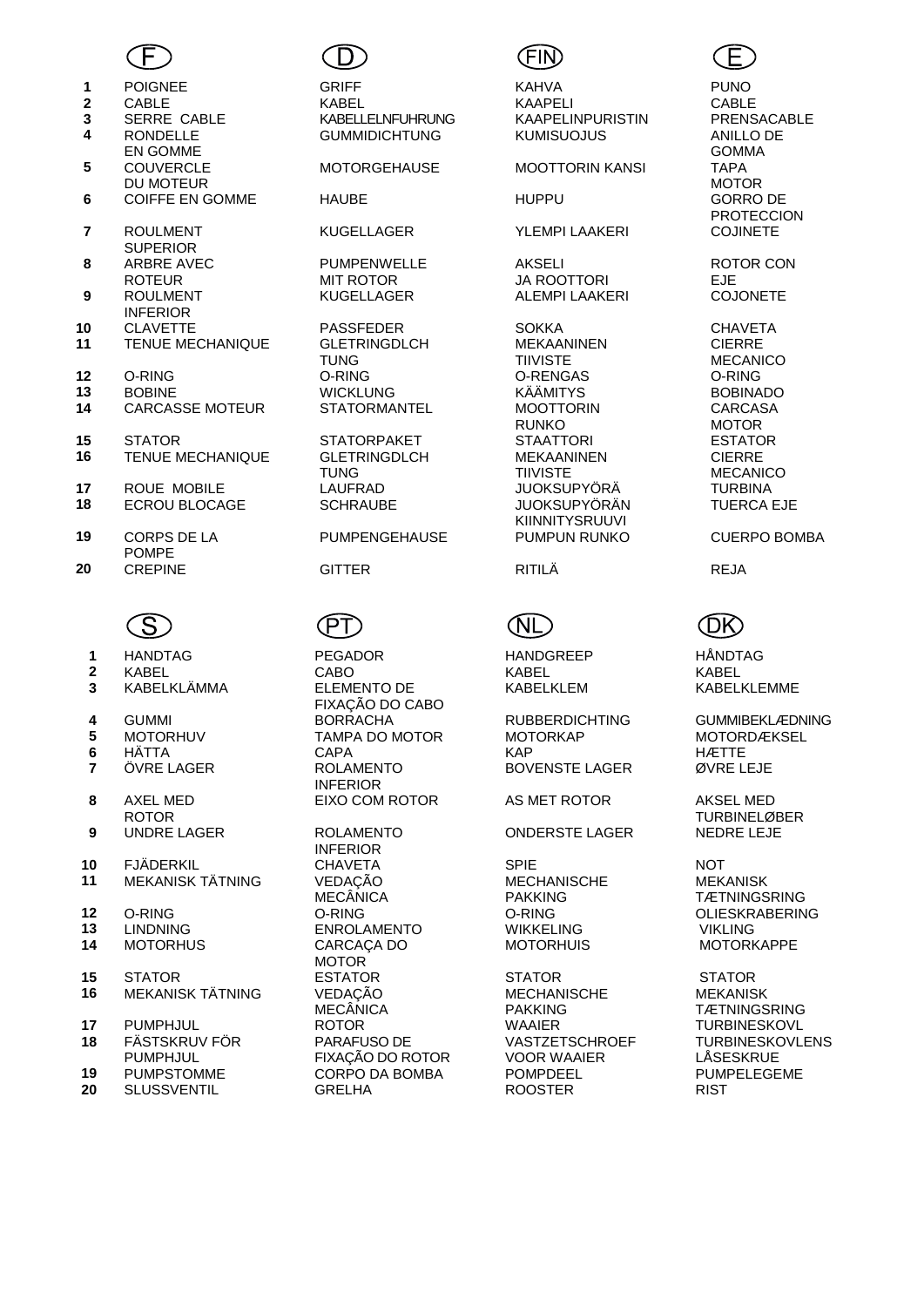| | F | D | FIN | E |
|---|---|---|---|---|
| **1** | POIGNEE | GRIFF | KAHVA | PUNO |
| **2** | CABLE | KABEL | KAAPELI | CABLE |
| **3** | SERRE CABLE | KABELLELNFUHRUNG | KAAPELINPURISTIN | PRENSACABLE |
| **4** | RONDELLE EN GOMME | GUMMIDICHTUNG | KUMISUOJUS | ANILLO DE GOMMA |
| **5** | COUVERCLE DU MOTEUR | MOTORGEHAUSE | MOOTTORIN KANSI | TAPA MOTOR |
| **6** | COIFFE EN GOMME | HAUBE | HUPPU | GORRO DE PROTECCION |
| **7** | ROULMENT SUPERIOR | KUGELLAGER | YLEMPI LAAKERI | COJINETE |
| **8** | ARBRE AVEC ROTEUR | PUMPENWELLE MIT ROTOR | AKSELI JA ROOTTORI | ROTOR CON EJE |
| **9** | ROULMENT INFERIOR | KUGELLAGER | ALEMPI LAAKERI | COJONETE |
| **10** | CLAVETTE | PASSFEDER | SOKKA | CHAVETA |
| **11** | TENUE MECHANIQUE | GLETRINGDLCH TUNG | MEKAANINEN TIIVISTE | CIERRE MECANICO |
| **12** | O-RING | O-RING | O-RENGAS | O-RING |
| **13** | BOBINE | WICKLUNG | KÄÄMITYS | BOBINADO |
| **14** | CARCASSE MOTEUR | STATORMANTEL | MOOTTORIN RUNKO | CARCASA MOTOR |
| **15** | STATOR | STATORPAKET | STAATTORI | ESTATOR |
| **16** | TENUE MECHANIQUE | GLETRINGDLCH TUNG | MEKAANINEN TIIVISTE | CIERRE MECANICO |
| **17** | ROUE MOBILE | LAUFRAD | JUOKSUPYÖRÄ | TURBINA |
| **18** | ECROU BLOCAGE | SCHRAUBE | JUOKSUPYÖRÄN KIINNITYSRUUVI | TUERCA EJE |
| **19** | CORPS DE LA POMPE | PUMPENGEHAUSE | PUMPUN RUNKO | CUERPO BOMBA |
| **20** | CREPINE | GITTER | RITILÄ | REJA |

| | S | PT | NL | DK |
|---|---|---|---|---|
| **1** | HANDTAG | PEGADOR | HANDGREEP | HÅNDTAG |
| **2** | KABEL | CABO | KABEL | KABEL |
| **3** | KABELKLÄMMA | ELEMENTO DE FIXAÇÃO DO CABO | KABELKLEM | KABELKLEMME |
| **4** | GUMMI | BORRACHA | RUBBERDICHTING | GUMMIBEKLÆDNING |
| **5** | MOTORHUV | TAMPA DO MOTOR | MOTORKAP | MOTORDÆKSEL |
| **6** | HÄTTA | CAPA | KAP | HÆTTE |
| **7** | ÖVRE LAGER | ROLAMENTO INFERIOR | BOVENSTE LAGER | ØVRE LEJE |
| **8** | AXEL MED ROTOR | EIXO COM ROTOR | AS MET ROTOR | AKSEL MED TURBINELØBER |
| **9** | UNDRE LAGER | ROLAMENTO INFERIOR | ONDERSTE LAGER | NEDRE LEJE |
| **10** | FJÄDERKIL | CHAVETA | SPIE | NOT |
| **11** | MEKANISK TÄTNING | VEDAÇÃO MECÂNICA | MECHANISCHE PAKKING | MEKANISK TÆTNINGSRING |
| **12** | O-RING | O-RING | O-RING | OLIESKRABERING |
| **13** | LINDNING | ENROLAMENTO | WIKKELING | VIKLING |
| **14** | MOTORHUS | CARCAÇA DO MOTOR | MOTORHUIS | MOTORKAPPE |
| **15** | STATOR | ESTATOR | STATOR | STATOR |
| **16** | MEKANISK TÄTNING | VEDAÇÃO MECÂNICA | MECHANISCHE PAKKING | MEKANISK TÆTNINGSRING |
| **17** | PUMPHJUL | ROTOR | WAAIER | TURBINESKOVL |
| **18** | FÄSTSKRUV FÖR PUMPHJUL | PARAFUSO DE FIXAÇÃO DO ROTOR | VASTZETSCHROEF VOOR WAAIER | TURBINESKOVLENS LÅSESKRUE |
| **19** | PUMPSTOMME | CORPO DA BOMBA | POMPDEEL | PUMPELEGEME |
| **20** | SLUSSVENTIL | GRELHA | ROOSTER | RIST |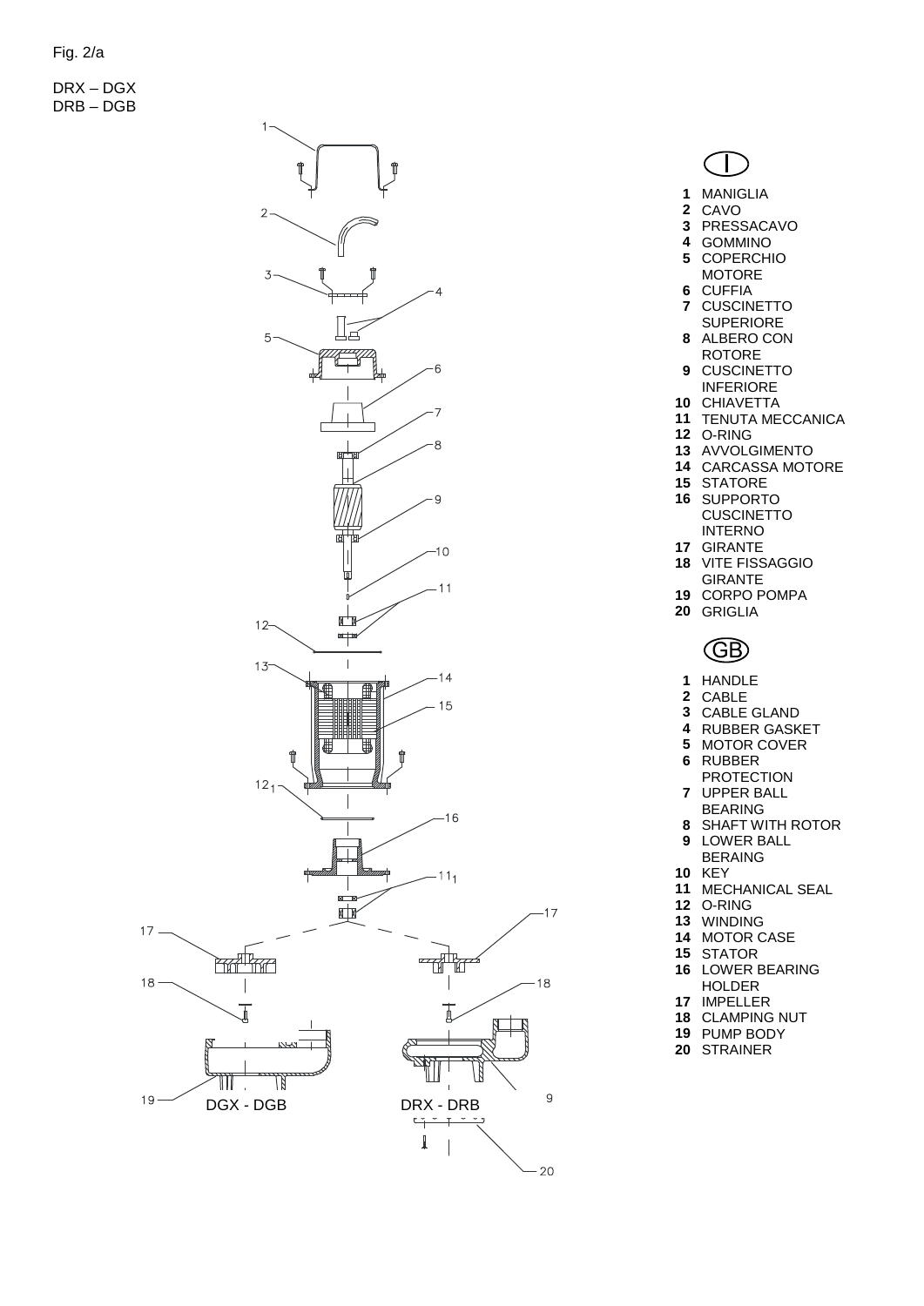Fig. 2/a

DRX – DGX
DRB – DGB

**I**

**1** MANIGLIA
**2** CAVO
**3** PRESSACAVO
**4** GOMMINO
**5** COPERCHIO MOTORE
**6** CUFFIA
**7** CUSCINETTO SUPERIORE
**8** ALBERO CON ROTORE
**9** CUSCINETTO INFERIORE
**10** CHIAVETTA
**11** TENUTA MECCANICA
**12** O-RING
**13** AVVOLGIMENTO
**14** CARCASSA MOTORE
**15** STATORE
**16** SUPPORTO CUSCINETTO INTERNO
**17** GIRANTE
**18** VITE FISSAGGIO GIRANTE
**19** CORPO POMPA
**20** GRIGLIA

**GB**

**1** HANDLE
**2** CABLE
**3** CABLE GLAND
**4** RUBBER GASKET
**5** MOTOR COVER
**6** RUBBER PROTECTION
**7** UPPER BALL BEARING
**8** SHAFT WITH ROTOR
**9** LOWER BALL BERAING
**10** KEY
**11** MECHANICAL SEAL
**12** O-RING
**13** WINDING
**14** MOTOR CASE
**15** STATOR
**16** LOWER BEARING HOLDER
**17** IMPELLER
**18** CLAMPING NUT
**19** PUMP BODY
**20** STRAINER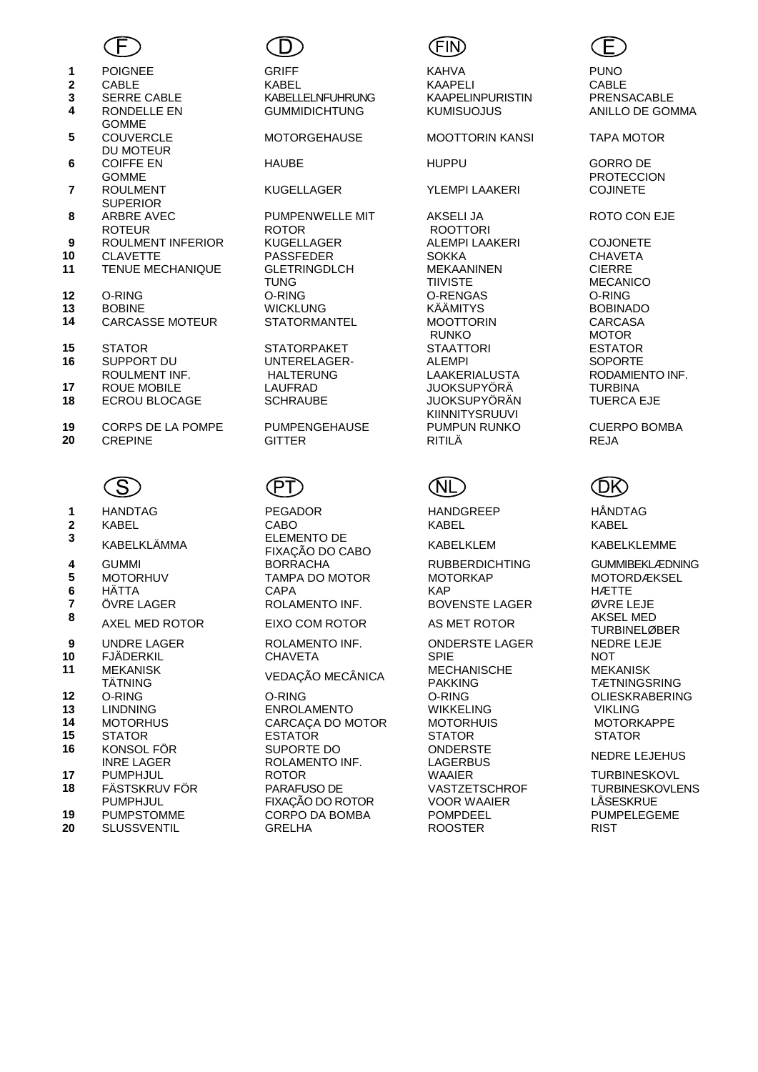| | F | D | FIN | E |
|---|---|---|---|---|
| 1 | POIGNEE | GRIFF | KAHVA | PUNO |
| 2 | CABLE | KABEL | KAAPELI | CABLE |
| 3 | SERRE CABLE | KABELLELNFUHRUNG | KAAPELINPURISTIN | PRENSACABLE |
| 4 | RONDELLE EN GOMME | GUMMIDICHTUNG | KUMISUOJUS | ANILLO DE GOMMA |
| 5 | COUVERCLE DU MOTEUR | MOTORGEHAUSE | MOOTTORIN KANSI | TAPA MOTOR |
| 6 | COIFFE EN GOMME | HAUBE | HUPPU | GORRO DE PROTECCION |
| 7 | ROULMENT SUPERIOR | KUGELLAGER | YLEMPI LAAKERI | COJINETE |
| 8 | ARBRE AVEC ROTEUR | PUMPENWELLE MIT ROTOR | AKSELI JA ROOTTORI | ROTO CON EJE |
| 9 | ROULMENT INFERIOR | KUGELLAGER | ALEMPI LAAKERI | COJONETE |
| 10 | CLAVETTE | PASSFEDER | SOKKA | CHAVETA |
| 11 | TENUE MECHANIQUE | GLETRINGDLCH TUNG | MEKAANINEN TIIVISTE | CIERRE MECANICO |
| 12 | O-RING | O-RING | O-RENGAS | O-RING |
| 13 | BOBINE | WICKLUNG | KÄÄMITYS | BOBINADO |
| 14 | CARCASSE MOTEUR | STATORMANTEL | MOOTTORIN RUNKO | CARCASA MOTOR |
| 15 | STATOR | STATORPAKET | STAATTORI | ESTATOR |
| 16 | SUPPORT DU ROULMENT INF. | UNTERELAGER-HALTERUNG | ALEMPI LAAKERIALUSTA | SOPORTE RODAMIENTO INF. |
| 17 | ROUE MOBILE | LAUFRAD | JUOKSUPYÖRÄ | TURBINA |
| 18 | ECROU BLOCAGE | SCHRAUBE | JUOKSUPYÖRÄN KIINNITYSRUUVI | TUERCA EJE |
| 19 | CORPS DE LA POMPE | PUMPENGEHAUSE | PUMPUN RUNKO | CUERPO BOMBA |
| 20 | CREPINE | GITTER | RITILÄ | REJA |

| | S | PT | NL | DK |
|---|---|---|---|---|
| 1 | HANDTAG | PEGADOR | HANDGREEP | HÅNDTAG |
| 2 | KABEL | CABO | KABEL | KABEL |
| 3 | KABELKLÄMMA | ELEMENTO DE FIXAÇÃO DO CABO | KABELKLEM | KABELKLEMME |
| 4 | GUMMI | BORRACHA | RUBBERDICHTING | GUMMIBEKLÆDNING |
| 5 | MOTORHUV | TAMPA DO MOTOR | MOTORKAP | MOTORDÆKSEL |
| 6 | HÄTTA | CAPA | KAP | HÆTTE |
| 7 | ÖVRE LAGER | ROLAMENTO INF. | BOVENSTE LAGER | ØVRE LEJE |
| 8 | AXEL MED ROTOR | EIXO COM ROTOR | AS MET ROTOR | AKSEL MED TURBINELØBER |
| 9 | UNDRE LAGER | ROLAMENTO INF. | ONDERSTE LAGER | NEDRE LEJE |
| 10 | FJÄDERKIL | CHAVETA | SPIE | NOT |
| 11 | MEKANISK TÄTNING | VEDAÇÃO MECÂNICA | MECHANISCHE PAKKING | MEKANISK TÆTNINGSRING |
| 12 | O-RING | O-RING | O-RING | OLIESKRABERING |
| 13 | LINDNING | ENROLAMENTO | WIKKELING | VIKLING |
| 14 | MOTORHUS | CARCAÇA DO MOTOR | MOTORHUIS | MOTORKAPPE |
| 15 | STATOR | ESTATOR | STATOR | STATOR |
| 16 | KONSOL FÖR INRE LAGER | SUPORTE DO ROLAMENTO INF. | ONDERSTE LAGERBUS | NEDRE LEJEHUS |
| 17 | PUMPHJUL | ROTOR | WAAIER | TURBINESKOVL |
| 18 | FÄSTSKRUV FÖR PUMPHJUL | PARAFUSO DE FIXAÇÃO DO ROTOR | VASTZETSCHROF VOOR WAAIER | TURBINESKOVLENS LÅSESKRUE |
| 19 | PUMPSTOMME | CORPO DA BOMBA | POMPDEEL | PUMPELEGEME |
| 20 | SLUSSVENTIL | GRELHA | ROOSTER | RIST |